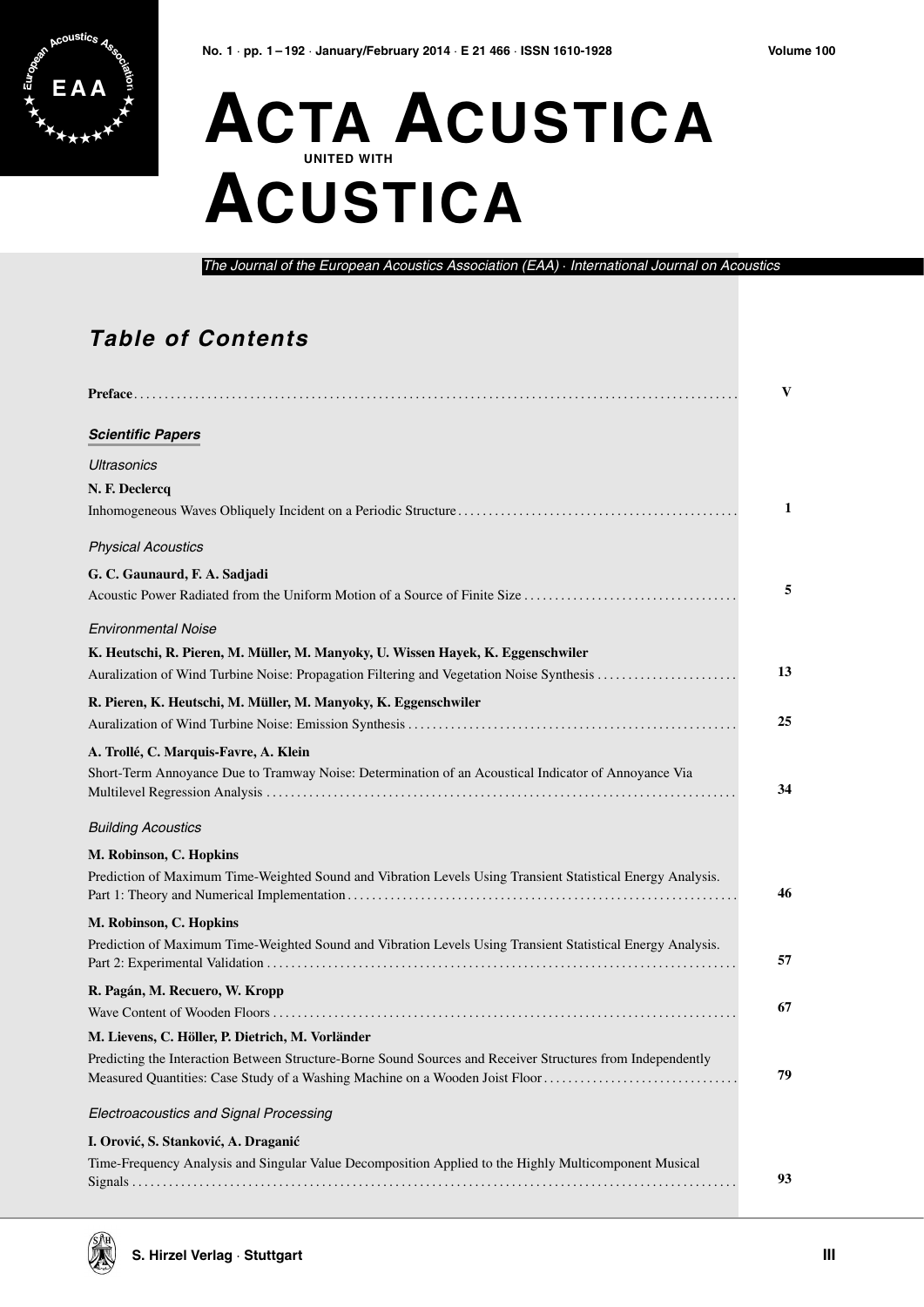# ACTA ACUSTICA UNITED WITH ACUSTICA

*The Journal of the European Acoustics Association (EAA) · International Journal on Acoustics*

## *Table of Contents*

**Preface** . . . . . . . . . . . . . . . . . . . . . . . . . . . . . . . . . . . . . . . . . . . . . . . . . . . . . . **V**

### *Scientific Papers*

*Ultrasonics*

**N. F. Declercq**
Inhomogeneous Waves Obliquely Incident on a Periodic Structure . . . . . . . . . . . . . . . . . . . . . . **1**

*Physical Acoustics*

**G. C. Gaunaurd, F. A. Sadjadi**
Acoustic Power Radiated from the Uniform Motion of a Source of Finite Size . . . . . . . . . . . . . . . . **5**

*Environmental Noise*

**K. Heutschi, R. Pieren, M. Müller, M. Manyoky, U. Wissen Hayek, K. Eggenschwiler**
Auralization of Wind Turbine Noise: Propagation Filtering and Vegetation Noise Synthesis . . . . . . . . **13**

**R. Pieren, K. Heutschi, M. Müller, M. Manyoky, K. Eggenschwiler**
Auralization of Wind Turbine Noise: Emission Synthesis . . . . . . . . . . . . . . . . . . . . . . . . . . **25**

**A. Trollé, C. Marquis-Favre, A. Klein**
Short-Term Annoyance Due to Tramway Noise: Determination of an Acoustical Indicator of Annoyance Via Multilevel Regression Analysis . . . . . . . . . . . . . . . . . . . . . . . . . . . . . . . . . . . . . . **34**

*Building Acoustics*

**M. Robinson, C. Hopkins**
Prediction of Maximum Time-Weighted Sound and Vibration Levels Using Transient Statistical Energy Analysis. Part 1: Theory and Numerical Implementation . . . . . . . . . . . . . . . . . . . . . . . . . . . . . **46**

**M. Robinson, C. Hopkins**
Prediction of Maximum Time-Weighted Sound and Vibration Levels Using Transient Statistical Energy Analysis. Part 2: Experimental Validation . . . . . . . . . . . . . . . . . . . . . . . . . . . . . . . . . . . . . **57**

**R. Pagán, M. Recuero, W. Kropp**
Wave Content of Wooden Floors . . . . . . . . . . . . . . . . . . . . . . . . . . . . . . . . . . . . . . . . . **67**

**M. Lievens, C. Höller, P. Dietrich, M. Vorländer**
Predicting the Interaction Between Structure-Borne Sound Sources and Receiver Structures from Independently Measured Quantities: Case Study of a Washing Machine on a Wooden Joist Floor . . . . . . . . . . . . . **79**

*Electroacoustics and Signal Processing*

**I. Orović, S. Stanković, A. Draganić**
Time-Frequency Analysis and Singular Value Decomposition Applied to the Highly Multicomponent Musical Signals . . . . . . . . . . . . . . . . . . . . . . . . . . . . . . . . . . . . . . . . . . . . . . . . . . . **93**

S. Hirzel Verlag · Stuttgart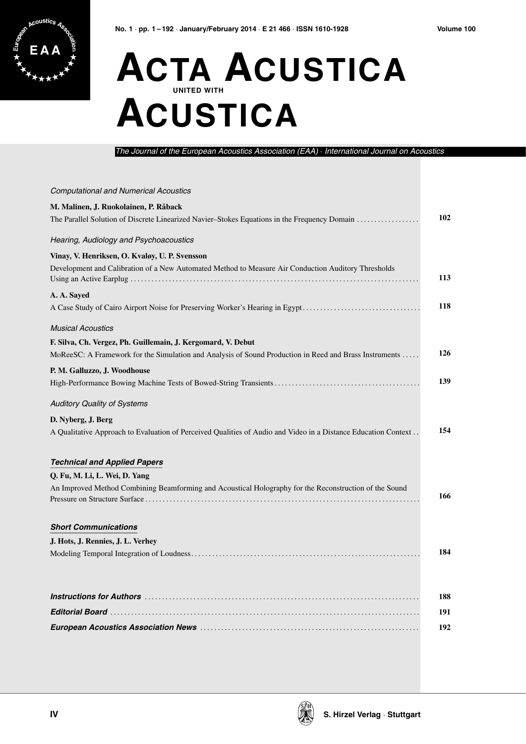# ACTA ACUSTICA UNITED WITH ACUSTICA

*The Journal of the European Acoustics Association (EAA) · International Journal on Acoustics*

No. 1 · pp. 1 – 192 · January/February 2014 · E 21 466 · ISSN 1610-1928 — Volume 100

*Computational and Numerical Acoustics*

**M. Malinen, J. Ruokolainen, P. Råback**
The Parallel Solution of Discrete Linearized Navier–Stokes Equations in the Frequency Domain .......... **102**

*Hearing, Audiology and Psychoacoustics*

**Vinay, V. Henriksen, O. Kvaløy, U. P. Svensson**
Development and Calibration of a New Automated Method to Measure Air Conduction Auditory Thresholds Using an Active Earplug .......... **113**

**A. A. Sayed**
A Case Study of Cairo Airport Noise for Preserving Worker's Hearing in Egypt .......... **118**

*Musical Acoustics*

**F. Silva, Ch. Vergez, Ph. Guillemain, J. Kergomard, V. Debut**
MoReeSC: A Framework for the Simulation and Analysis of Sound Production in Reed and Brass Instruments .......... **126**

**P. M. Galluzzo, J. Woodhouse**
High-Performance Bowing Machine Tests of Bowed-String Transients .......... **139**

*Auditory Quality of Systems*

**D. Nyberg, J. Berg**
A Qualitative Approach to Evaluation of Perceived Qualities of Audio and Video in a Distance Education Context .......... **154**

***Technical and Applied Papers***

**Q. Fu, M. Li, L. Wei, D. Yang**
An Improved Method Combining Beamforming and Acoustical Holography for the Reconstruction of the Sound Pressure on Structure Surface .......... **166**

***Short Communications***

**J. Hots, J. Rennies, J. L. Verhey**
Modeling Temporal Integration of Loudness .......... **184**

***Instructions for Authors*** .......... **188**

***Editorial Board*** .......... **191**

***European Acoustics Association News*** .......... **192**

S. Hirzel Verlag · Stuttgart